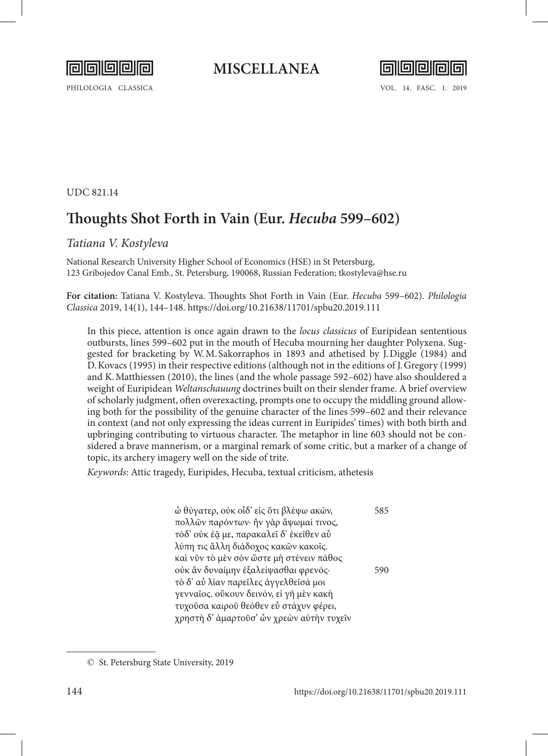UDC 821.14

# Thoughts Shot Forth in Vain (Eur. *Hecuba* 599–602)

*Tatiana V. Kostyleva*

National Research University Higher School of Economics (HSE) in St Petersburg, 123 Gribojedov Canal Emb., St. Petersburg, 190068, Russian Federation; tkostyleva@hse.ru

**For citation:** Tatiana V. Kostyleva. Thoughts Shot Forth in Vain (Eur. *Hecuba* 599–602). *Philologia Classica* 2019, 14(1), 144–148. https://doi.org/10.21638/11701/spbu20.2019.111

In this piece, attention is once again drawn to the *locus classicus* of Euripidean sententious outbursts, lines 599–602 put in the mouth of Hecuba mourning her daughter Polyxena. Suggested for bracketing by W.M. Sakorraphos in 1893 and athetised by J. Diggle (1984) and D. Kovacs (1995) in their respective editions (although not in the editions of J. Gregory (1999) and K. Matthiessen (2010), the lines (and the whole passage 592–602) have also shouldered a weight of Euripidean *Weltanschauung* doctrines built on their slender frame. A brief overview of scholarly judgment, often overexacting, prompts one to occupy the middling ground allowing both for the possibility of the genuine character of the lines 599–602 and their relevance in context (and not only expressing the ideas current in Euripides' times) with both birth and upbringing contributing to virtuous character. The metaphor in line 603 should not be considered a brave mannerism, or a marginal remark of some critic, but a marker of a change of topic, its archery imagery well on the side of trite.

*Keywords*: Attic tragedy, Euripides, Hecuba, textual criticism, athetesis

ὦ θύγατερ, οὐκ οἶδ᾽ εἰς ὅτι βλέψω ακῶν, 585
πολλῶν παρόντων· ἢν γὰρ ἅψωμαί τινος,
τόδ᾽ οὐκ ἐᾷ με, παρακαλεῖ δ᾽ ἐκεῖθεν αὖ
λύπη τις ἄλλη διάδοχος κακῶν κακοῖς.
καὶ νῦν τὸ μὲν σὸν ὥστε μὴ στένειν πάθος
οὐκ ἂν δυναίμην ἐξαλείψασθαι φρενός· 590
τὸ δ᾽ αὖ λίαν παρεῖλες ἀγγελθεῖσά μοι
γενναῖος. οὔκουν δεινόν, εἰ γῆ μὲν κακὴ
τυχοῦσα καιροῦ θεόθεν εὖ στάχυν φέρει,
χρηστὴ δ᾽ ἁμαρτοῦσ᾽ ὧν χρεὼν αὐτὴν τυχεῖν

© St. Petersburg State University, 2019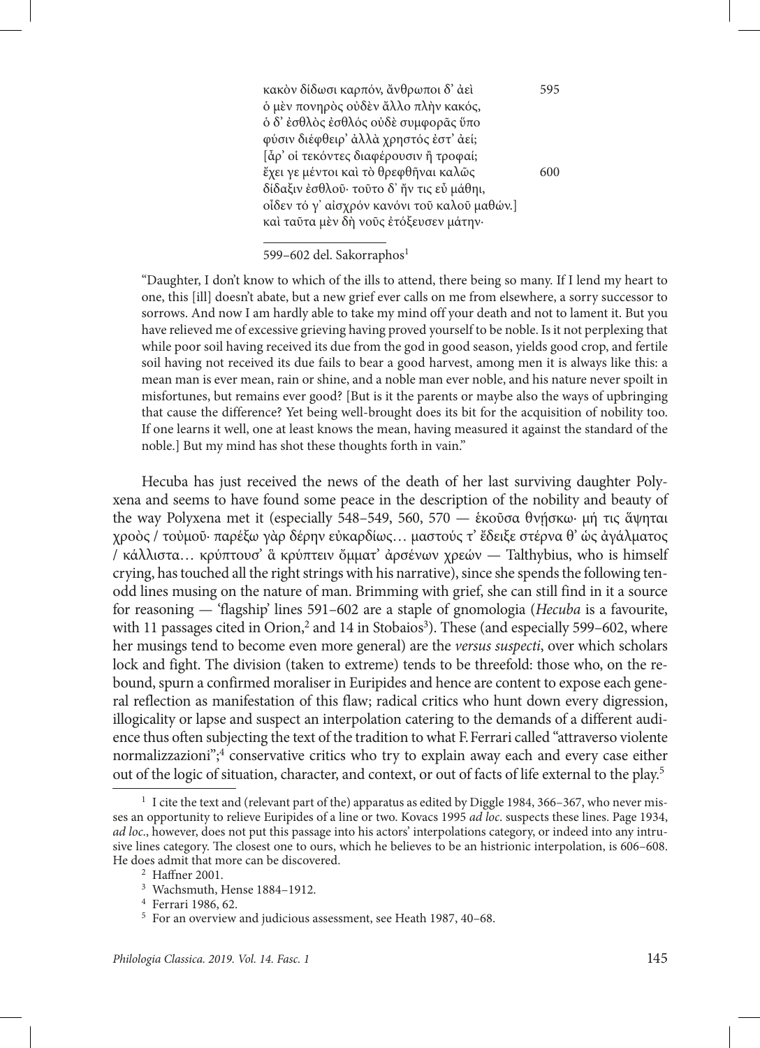κακὸν δίδωσι καρπόν, ἄνθρωποι δ' ἀεὶ 595
ὁ μὲν πονηρὸς οὐδὲν ἄλλο πλὴν κακός,
ὁ δ' ἐσθλὸς ἐσθλός οὐδὲ συμφορᾶς ὕπο
φύσιν διέφθειρ' ἀλλὰ χρηστός ἐστ' ἀεί;
[ἆρ' οἱ τεκόντες διαφέρουσιν ἢ τροφαί;
ἔχει γε μέντοι καὶ τὸ θρεφθῆναι καλῶς 600
δίδαξιν ἐσθλοῦ· τοῦτο δ' ἤν τις εὖ μάθηι,
οἶδεν τό γ' αἰσχρὸν κανόνι τοῦ καλοῦ μαθών.]
καὶ ταῦτα μὲν δὴ νοῦς ἐτόξευσεν μάτην·

599–602 del. Sakorraphos[1]

"Daughter, I don't know to which of the ills to attend, there being so many. If I lend my heart to one, this [ill] doesn't abate, but a new grief ever calls on me from elsewhere, a sorry successor to sorrows. And now I am hardly able to take my mind off your death and not to lament it. But you have relieved me of excessive grieving having proved yourself to be noble. Is it not perplexing that while poor soil having received its due from the god in good season, yields good crop, and fertile soil having not received its due fails to bear a good harvest, among men it is always like this: a mean man is ever mean, rain or shine, and a noble man ever noble, and his nature never spoilt in misfortunes, but remains ever good? [But is it the parents or maybe also the ways of upbringing that cause the difference? Yet being well-brought does its bit for the acquisition of nobility too. If one learns it well, one at least knows the mean, having measured it against the standard of the noble.] But my mind has shot these thoughts forth in vain."

Hecuba has just received the news of the death of her last surviving daughter Polyxena and seems to have found some peace in the description of the nobility and beauty of the way Polyxena met it (especially 548–549, 560, 570 — ἑκοῦσα θνήσκω· μή τις ἅψηται χροὸς / τοὐμοῦ· παρέξω γὰρ δέρην εὐκαρδίως… μαστούς τ' ἔδειξε στέρνα θ' ὡς ἀγάλματος / κάλλιστα… κρύπτουσ' ἃ κρύπτειν ὄμματ' ἀρσένων χρεών — Talthybius, who is himself crying, has touched all the right strings with his narrative), since she spends the following ten-odd lines musing on the nature of man. Brimming with grief, she can still find in it a source for reasoning — 'flagship' lines 591–602 are a staple of gnomologia (*Hecuba* is a favourite, with 11 passages cited in Orion,[2] and 14 in Stobaios[3]). These (and especially 599–602, where her musings tend to become even more general) are the *versus suspecti*, over which scholars lock and fight. The division (taken to extreme) tends to be threefold: those who, on the rebound, spurn a confirmed moraliser in Euripides and hence are content to expose each general reflection as manifestation of this flaw; radical critics who hunt down every digression, illogicality or lapse and suspect an interpolation catering to the demands of a different audience thus often subjecting the text of the tradition to what F. Ferrari called "attraverso violente normalizzazioni";[4] conservative critics who try to explain away each and every case either out of the logic of situation, character, and context, or out of facts of life external to the play.[5]

---

[1] I cite the text and (relevant part of the) apparatus as edited by Diggle 1984, 366–367, who never misses an opportunity to relieve Euripides of a line or two. Kovacs 1995 *ad loc.* suspects these lines. Page 1934, *ad loc.*, however, does not put this passage into his actors' interpolations category, or indeed into any intrusive lines category. The closest one to ours, which he believes to be an histrionic interpolation, is 606–608. He does admit that more can be discovered.

[2] Haffner 2001.

[3] Wachsmuth, Hense 1884–1912.

[4] Ferrari 1986, 62.

[5] For an overview and judicious assessment, see Heath 1987, 40–68.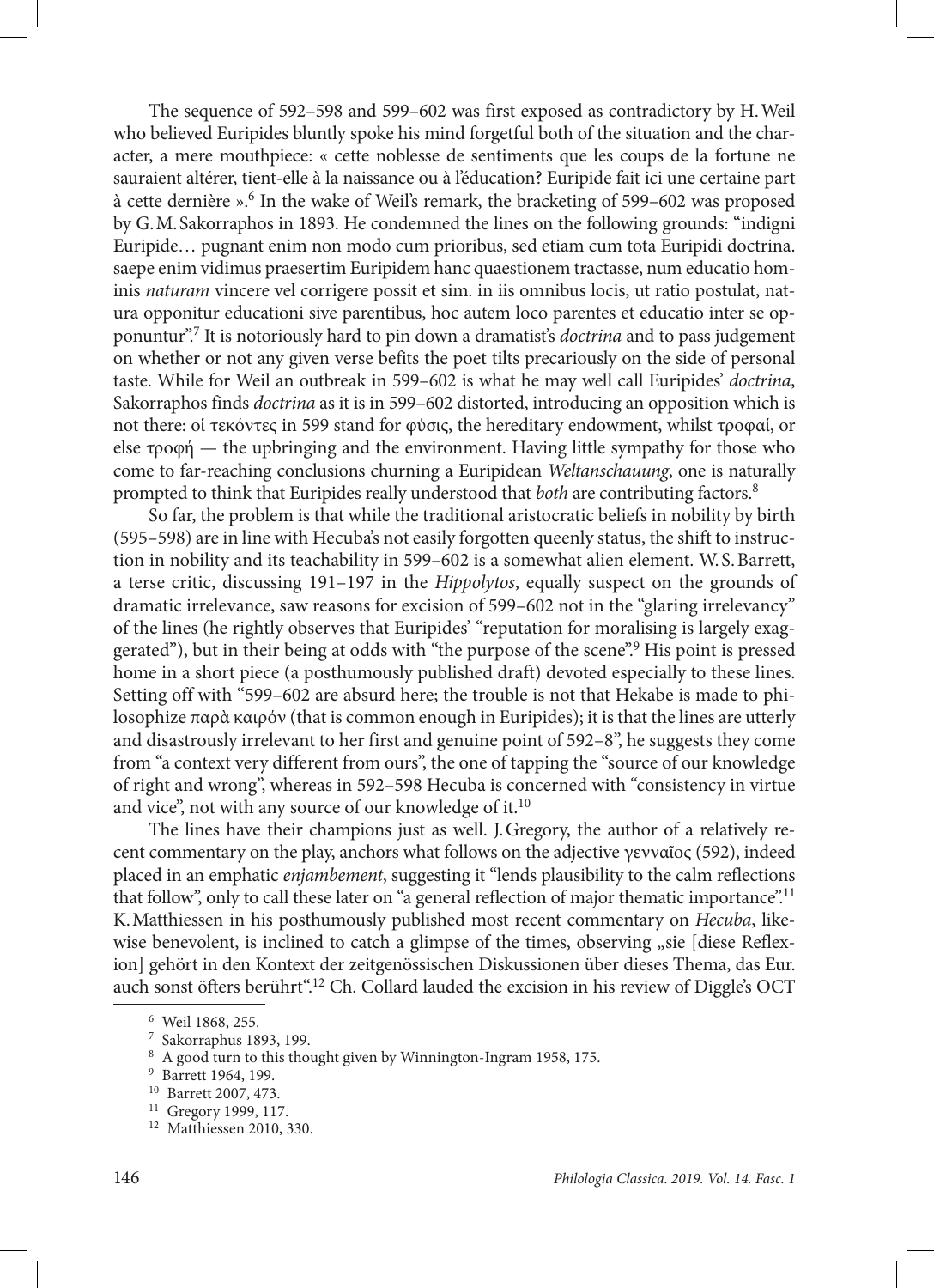The sequence of 592–598 and 599–602 was first exposed as contradictory by H. Weil who believed Euripides bluntly spoke his mind forgetful both of the situation and the character, a mere mouthpiece: « cette noblesse de sentiments que les coups de la fortune ne sauraient altérer, tient-elle à la naissance ou à l'éducation? Euripide fait ici une certaine part à cette dernière ».[6] In the wake of Weil's remark, the bracketing of 599–602 was proposed by G. M. Sakorraphos in 1893. He condemned the lines on the following grounds: "indigni Euripide… pugnant enim non modo cum prioribus, sed etiam cum tota Euripidi doctrina. saepe enim vidimus praesertim Euripidem hanc quaestionem tractasse, num educatio hominis *naturam* vincere vel corrigere possit et sim. in iis omnibus locis, ut ratio postulat, natura opponitur educationi sive parentibus, hoc autem loco parentes et educatio inter se opponuntur".[7] It is notoriously hard to pin down a dramatist's *doctrina* and to pass judgement on whether or not any given verse befits the poet tilts precariously on the side of personal taste. While for Weil an outbreak in 599–602 is what he may well call Euripides' *doctrina*, Sakorraphos finds *doctrina* as it is in 599–602 distorted, introducing an opposition which is not there: οἱ τεκόντες in 599 stand for φύσις, the hereditary endowment, whilst τροφαί, or else τροφή — the upbringing and the environment. Having little sympathy for those who come to far-reaching conclusions churning a Euripidean *Weltanschauung*, one is naturally prompted to think that Euripides really understood that *both* are contributing factors.[8]

So far, the problem is that while the traditional aristocratic beliefs in nobility by birth (595–598) are in line with Hecuba's not easily forgotten queenly status, the shift to instruction in nobility and its teachability in 599–602 is a somewhat alien element. W. S. Barrett, a terse critic, discussing 191–197 in the *Hippolytos*, equally suspect on the grounds of dramatic irrelevance, saw reasons for excision of 599–602 not in the "glaring irrelevancy" of the lines (he rightly observes that Euripides' "reputation for moralising is largely exaggerated"), but in their being at odds with "the purpose of the scene".[9] His point is pressed home in a short piece (a posthumously published draft) devoted especially to these lines. Setting off with "599–602 are absurd here; the trouble is not that Hekabe is made to philosophize παρὰ καιρόν (that is common enough in Euripides); it is that the lines are utterly and disastrously irrelevant to her first and genuine point of 592–8", he suggests they come from "a context very different from ours", the one of tapping the "source of our knowledge of right and wrong", whereas in 592–598 Hecuba is concerned with "consistency in virtue and vice", not with any source of our knowledge of it.[10]

The lines have their champions just as well. J. Gregory, the author of a relatively recent commentary on the play, anchors what follows on the adjective γενναῖος (592), indeed placed in an emphatic *enjambement*, suggesting it "lends plausibility to the calm reflections that follow", only to call these later on "a general reflection of major thematic importance".[11] K. Matthiessen in his posthumously published most recent commentary on *Hecuba*, likewise benevolent, is inclined to catch a glimpse of the times, observing „sie [diese Reflexion] gehört in den Kontext der zeitgenössischen Diskussionen über dieses Thema, das Eur. auch sonst öfters berührt".[12] Ch. Collard lauded the excision in his review of Diggle's OCT

---

[6] Weil 1868, 255.

[7] Sakorraphus 1893, 199.

[8] A good turn to this thought given by Winnington-Ingram 1958, 175.

[9] Barrett 1964, 199.

[10] Barrett 2007, 473.

[11] Gregory 1999, 117.

[12] Matthiessen 2010, 330.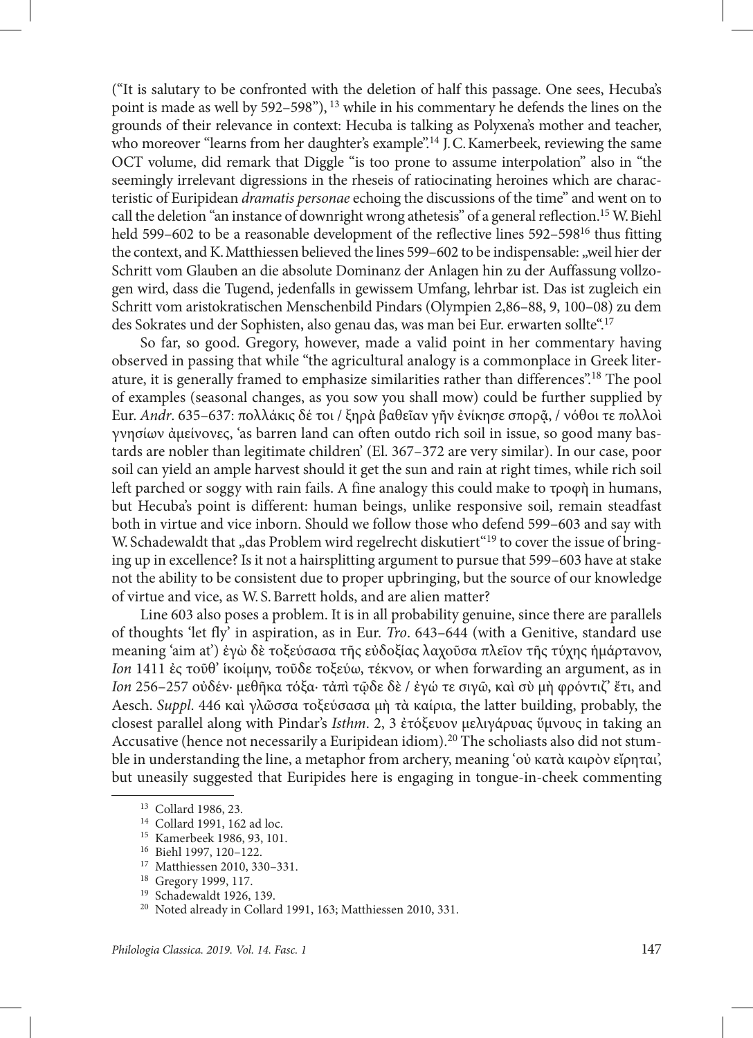("It is salutary to be confronted with the deletion of half this passage. One sees, Hecuba's point is made as well by 592–598"), [13] while in his commentary he defends the lines on the grounds of their relevance in context: Hecuba is talking as Polyxena's mother and teacher, who moreover "learns from her daughter's example".[14] J. C. Kamerbeek, reviewing the same OCT volume, did remark that Diggle "is too prone to assume interpolation" also in "the seemingly irrelevant digressions in the rheseis of ratiocinating heroines which are characteristic of Euripidean *dramatis personae* echoing the discussions of the time" and went on to call the deletion "an instance of downright wrong athetesis" of a general reflection.[15] W. Biehl held 599–602 to be a reasonable development of the reflective lines 592–598[16] thus fitting the context, and K. Matthiessen believed the lines 599–602 to be indispensable: „weil hier der Schritt vom Glauben an die absolute Dominanz der Anlagen hin zu der Auffassung vollzogen wird, dass die Tugend, jedenfalls in gewissem Umfang, lehrbar ist. Das ist zugleich ein Schritt vom aristokratischen Menschenbild Pindars (Olympien 2,86–88, 9, 100–08) zu dem des Sokrates und der Sophisten, also genau das, was man bei Eur. erwarten sollte".[17]

So far, so good. Gregory, however, made a valid point in her commentary having observed in passing that while "the agricultural analogy is a commonplace in Greek literature, it is generally framed to emphasize similarities rather than differences".[18] The pool of examples (seasonal changes, as you sow you shall mow) could be further supplied by Eur. *Andr*. 635–637: πολλάκις δέ τοι / ξηρὰ βαθεῖαν γῆν ἐνίκησε σπορᾷ, / νόθοι τε πολλοὶ γνησίων ἀμείνονες, 'as barren land can often outdo rich soil in issue, so good many bastards are nobler than legitimate children' (El. 367–372 are very similar). In our case, poor soil can yield an ample harvest should it get the sun and rain at right times, while rich soil left parched or soggy with rain fails. A fine analogy this could make to τροφὴ in humans, but Hecuba's point is different: human beings, unlike responsive soil, remain steadfast both in virtue and vice inborn. Should we follow those who defend 599–603 and say with W. Schadewaldt that „das Problem wird regelrecht diskutiert"[19] to cover the issue of bringing up in excellence? Is it not a hairsplitting argument to pursue that 599–603 have at stake not the ability to be consistent due to proper upbringing, but the source of our knowledge of virtue and vice, as W. S. Barrett holds, and are alien matter?

Line 603 also poses a problem. It is in all probability genuine, since there are parallels of thoughts 'let fly' in aspiration, as in Eur. *Tro*. 643–644 (with a Genitive, standard use meaning 'aim at') ἐγὼ δὲ τοξεύσασα τῆς εὐδοξίας λαχοῦσα πλεῖον τῆς τύχης ἡμάρτανον, *Ion* 1411 ἐς τοῦθ' ἱκοίμην, τοῦδε τοξεύω, τέκνον, or when forwarding an argument, as in *Ion* 256–257 οὐδέν· μεθῆκα τόξα· τἀπὶ τῷδε δὲ / ἐγώ τε σιγῶ, καὶ σὺ μὴ φρόντιζ' ἔτι, and Aesch. *Suppl*. 446 καὶ γλῶσσα τοξεύσασα μὴ τὰ καίρια, the latter building, probably, the closest parallel along with Pindar's *Isthm*. 2, 3 ἐτόξευον μελιγάρυας ὕμνους in taking an Accusative (hence not necessarily a Euripidean idiom).[20] The scholiasts also did not stumble in understanding the line, a metaphor from archery, meaning 'οὐ κατὰ καιρὸν εἴρηται', but uneasily suggested that Euripides here is engaging in tongue-in-cheek commenting

[13] Collard 1986, 23.

[14] Collard 1991, 162 ad loc.

[15] Kamerbeek 1986, 93, 101.

[16] Biehl 1997, 120–122.

[17] Matthiessen 2010, 330–331.

[18] Gregory 1999, 117.

[19] Schadewaldt 1926, 139.

[20] Noted already in Collard 1991, 163; Matthiessen 2010, 331.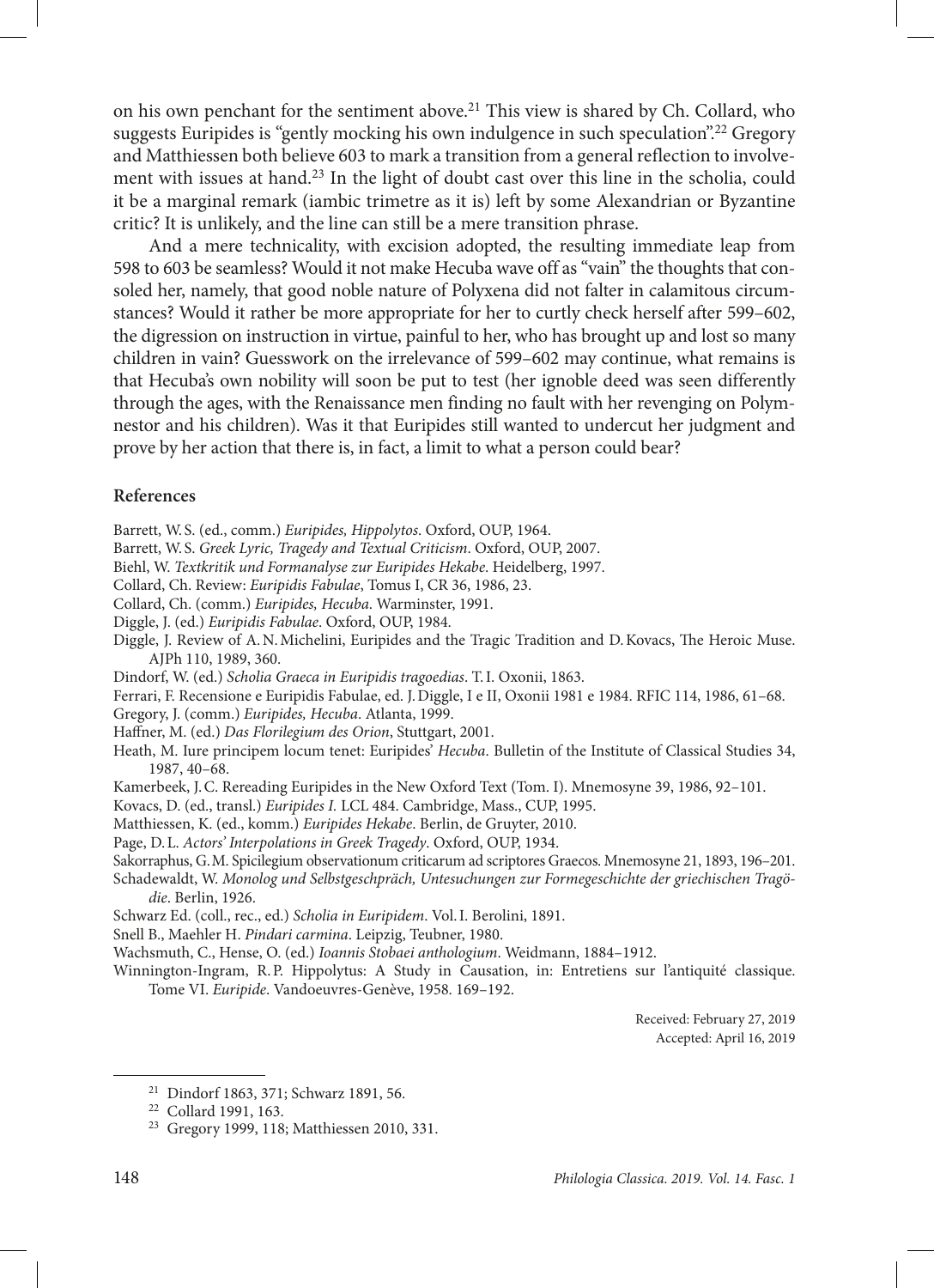on his own penchant for the sentiment above.[21] This view is shared by Ch. Collard, who suggests Euripides is "gently mocking his own indulgence in such speculation".[22] Gregory and Matthiessen both believe 603 to mark a transition from a general reflection to involvement with issues at hand.[23] In the light of doubt cast over this line in the scholia, could it be a marginal remark (iambic trimetre as it is) left by some Alexandrian or Byzantine critic? It is unlikely, and the line can still be a mere transition phrase.

And a mere technicality, with excision adopted, the resulting immediate leap from 598 to 603 be seamless? Would it not make Hecuba wave off as "vain" the thoughts that consoled her, namely, that good noble nature of Polyxena did not falter in calamitous circumstances? Would it rather be more appropriate for her to curtly check herself after 599–602, the digression on instruction in virtue, painful to her, who has brought up and lost so many children in vain? Guesswork on the irrelevance of 599–602 may continue, what remains is that Hecuba's own nobility will soon be put to test (her ignoble deed was seen differently through the ages, with the Renaissance men finding no fault with her revenging on Polymnestor and his children). Was it that Euripides still wanted to undercut her judgment and prove by her action that there is, in fact, a limit to what a person could bear?

## References

Barrett, W. S. (ed., comm.) *Euripides, Hippolytos*. Oxford, OUP, 1964.

Barrett, W. S. *Greek Lyric, Tragedy and Textual Criticism*. Oxford, OUP, 2007.

Biehl, W. *Textkritik und Formanalyse zur Euripides Hekabe*. Heidelberg, 1997.

Collard, Ch. Review: *Euripidis Fabulae*, Tomus I, CR 36, 1986, 23.

Collard, Ch. (comm.) *Euripides, Hecuba*. Warminster, 1991.

Diggle, J. (ed.) *Euripidis Fabulae*. Oxford, OUP, 1984.

Diggle, J. Review of A. N. Michelini, Euripides and the Tragic Tradition and D. Kovacs, The Heroic Muse. AJPh 110, 1989, 360.

Dindorf, W. (ed.) *Scholia Graeca in Euripidis tragoedias*. T. I. Oxonii, 1863.

Ferrari, F. Recensione e Euripidis Fabulae, ed. J. Diggle, I e II, Oxonii 1981 e 1984. RFIC 114, 1986, 61–68.

Gregory, J. (comm.) *Euripides, Hecuba*. Atlanta, 1999.

Haffner, M. (ed.) *Das Florilegium des Orion*, Stuttgart, 2001.

Heath, M. Iure principem locum tenet: Euripides' *Hecuba*. Bulletin of the Institute of Classical Studies 34, 1987, 40–68.

Kamerbeek, J. C. Rereading Euripides in the New Oxford Text (Tom. I). Mnemosyne 39, 1986, 92–101.

Kovacs, D. (ed., transl.) *Euripides I*. LCL 484. Cambridge, Mass., CUP, 1995.

Matthiessen, K. (ed., komm.) *Euripides Hekabe*. Berlin, de Gruyter, 2010.

Page, D. L. *Actors' Interpolations in Greek Tragedy*. Oxford, OUP, 1934.

Sakorraphus, G. M. Spicilegium observationum criticarum ad scriptores Graecos. Mnemosyne 21, 1893, 196–201.

Schadewaldt, W. *Monolog und Selbstgeschpräch, Untesuchungen zur Formegeschichte der griechischen Tragödie*. Berlin, 1926.

Schwarz Ed. (coll., rec., ed.) *Scholia in Euripidem*. Vol. I. Berolini, 1891.

Snell B., Maehler H. *Pindari carmina*. Leipzig, Teubner, 1980.

Wachsmuth, C., Hense, O. (ed.) *Ioannis Stobaei anthologium*. Weidmann, 1884–1912.

Winnington-Ingram, R. P. Hippolytus: A Study in Causation, in: Entretiens sur l'antiquité classique. Tome VI. *Euripide*. Vandoeuvres-Genève, 1958. 169–192.

Received: February 27, 2019
Accepted: April 16, 2019

---

[21] Dindorf 1863, 371; Schwarz 1891, 56.

[22] Collard 1991, 163.

[23] Gregory 1999, 118; Matthiessen 2010, 331.